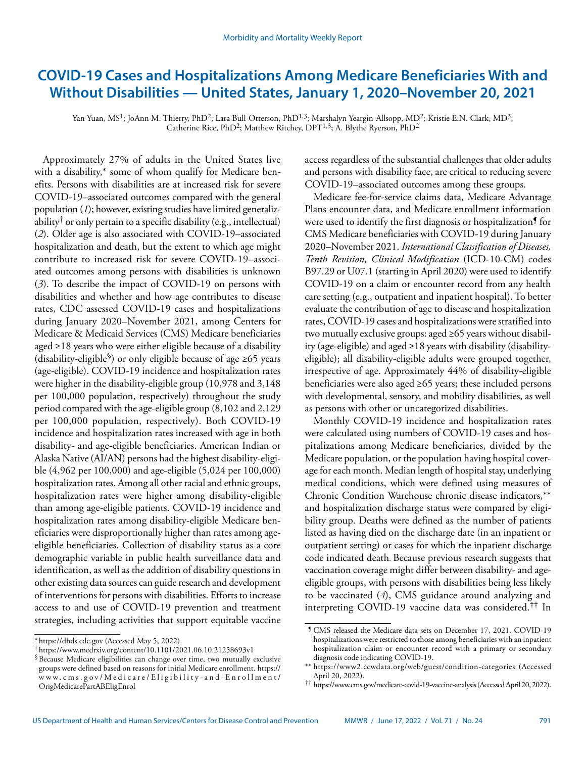# COVID-19 Cases and Hospitalizations Among Medicare Beneficiaries With and Without Disabilities — United States, January 1, 2020–November 20, 2021

Yan Yuan, MS[1]; JoAnn M. Thierry, PhD[2]; Lara Bull-Otterson, PhD[1,3]; Marshalyn Yeargin-Allsopp, MD[2]; Kristie E.N. Clark, MD[3]; Catherine Rice, PhD[2]; Matthew Ritchey, DPT[1,3]; A. Blythe Ryerson, PhD[2]

Approximately 27% of adults in the United States live with a disability,* some of whom qualify for Medicare benefits. Persons with disabilities are at increased risk for severe COVID-19–associated outcomes compared with the general population (*1*); however, existing studies have limited generalizability† or only pertain to a specific disability (e.g., intellectual) (*2*). Older age is also associated with COVID-19–associated hospitalization and death, but the extent to which age might contribute to increased risk for severe COVID-19–associated outcomes among persons with disabilities is unknown (*3*). To describe the impact of COVID-19 on persons with disabilities and whether and how age contributes to disease rates, CDC assessed COVID-19 cases and hospitalizations during January 2020–November 2021, among Centers for Medicare & Medicaid Services (CMS) Medicare beneficiaries aged ≥18 years who were either eligible because of a disability (disability-eligible§) or only eligible because of age ≥65 years (age-eligible). COVID-19 incidence and hospitalization rates were higher in the disability-eligible group (10,978 and 3,148 per 100,000 population, respectively) throughout the study period compared with the age-eligible group (8,102 and 2,129 per 100,000 population, respectively). Both COVID-19 incidence and hospitalization rates increased with age in both disability- and age-eligible beneficiaries. American Indian or Alaska Native (AI/AN) persons had the highest disability-eligible (4,962 per 100,000) and age-eligible (5,024 per 100,000) hospitalization rates. Among all other racial and ethnic groups, hospitalization rates were higher among disability-eligible than among age-eligible patients. COVID-19 incidence and hospitalization rates among disability-eligible Medicare beneficiaries were disproportionally higher than rates among age-eligible beneficiaries. Collection of disability status as a core demographic variable in public health surveillance data and identification, as well as the addition of disability questions in other existing data sources can guide research and development of interventions for persons with disabilities. Efforts to increase access to and use of COVID-19 prevention and treatment strategies, including activities that support equitable vaccine access regardless of the substantial challenges that older adults and persons with disability face, are critical to reducing severe COVID-19–associated outcomes among these groups.

Medicare fee-for-service claims data, Medicare Advantage Plans encounter data, and Medicare enrollment information were used to identify the first diagnosis or hospitalization¶ for CMS Medicare beneficiaries with COVID-19 during January 2020–November 2021. *International Classification of Diseases, Tenth Revision, Clinical Modification* (ICD-10-CM) codes B97.29 or U07.1 (starting in April 2020) were used to identify COVID-19 on a claim or encounter record from any health care setting (e.g., outpatient and inpatient hospital). To better evaluate the contribution of age to disease and hospitalization rates, COVID-19 cases and hospitalizations were stratified into two mutually exclusive groups: aged ≥65 years without disability (age-eligible) and aged ≥18 years with disability (disability-eligible); all disability-eligible adults were grouped together, irrespective of age. Approximately 44% of disability-eligible beneficiaries were also aged ≥65 years; these included persons with developmental, sensory, and mobility disabilities, as well as persons with other or uncategorized disabilities.

Monthly COVID-19 incidence and hospitalization rates were calculated using numbers of COVID-19 cases and hospitalizations among Medicare beneficiaries, divided by the Medicare population, or the population having hospital coverage for each month. Median length of hospital stay, underlying medical conditions, which were defined using measures of Chronic Condition Warehouse chronic disease indicators,** and hospitalization discharge status were compared by eligibility group. Deaths were defined as the number of patients listed as having died on the discharge date (in an inpatient or outpatient setting) or cases for which the inpatient discharge code indicated death. Because previous research suggests that vaccination coverage might differ between disability- and age-eligible groups, with persons with disabilities being less likely to be vaccinated (*4*), CMS guidance around analyzing and interpreting COVID-19 vaccine data was considered.†† In

---

\* https://dhds.cdc.gov (Accessed May 5, 2022).

† https://www.medrxiv.org/content/10.1101/2021.06.10.21258693v1

§ Because Medicare eligibilities can change over time, two mutually exclusive groups were defined based on reasons for initial Medicare enrollment. https://www.cms.gov/Medicare/Eligibility-and-Enrollment/OrigMedicarePartABEligEnrol

¶ CMS released the Medicare data sets on December 17, 2021. COVID-19 hospitalizations were restricted to those among beneficiaries with an inpatient hospitalization claim or encounter record with a primary or secondary diagnosis code indicating COVID-19.

\*\* https://www2.ccwdata.org/web/guest/condition-categories (Accessed April 20, 2022).

†† https://www.cms.gov/medicare-covid-19-vaccine-analysis (Accessed April 20, 2022).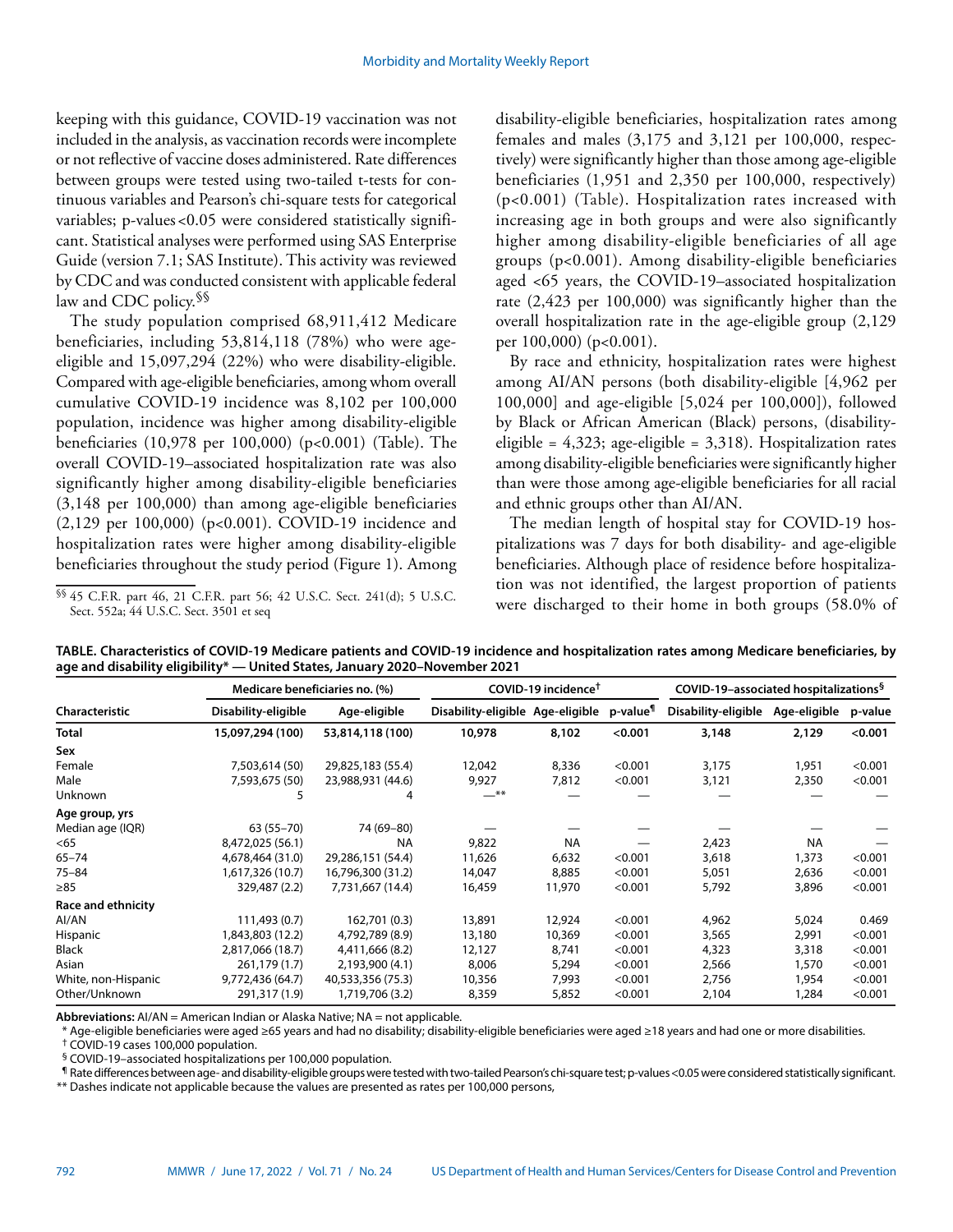keeping with this guidance, COVID-19 vaccination was not included in the analysis, as vaccination records were incomplete or not reflective of vaccine doses administered. Rate differences between groups were tested using two-tailed t-tests for continuous variables and Pearson's chi-square tests for categorical variables; p-values <0.05 were considered statistically significant. Statistical analyses were performed using SAS Enterprise Guide (version 7.1; SAS Institute). This activity was reviewed by CDC and was conducted consistent with applicable federal law and CDC policy.[§§]

The study population comprised 68,911,412 Medicare beneficiaries, including 53,814,118 (78%) who were age-eligible and 15,097,294 (22%) who were disability-eligible. Compared with age-eligible beneficiaries, among whom overall cumulative COVID-19 incidence was 8,102 per 100,000 population, incidence was higher among disability-eligible beneficiaries (10,978 per 100,000) (p<0.001) (Table). The overall COVID-19–associated hospitalization rate was also significantly higher among disability-eligible beneficiaries (3,148 per 100,000) than among age-eligible beneficiaries (2,129 per 100,000) (p<0.001). COVID-19 incidence and hospitalization rates were higher among disability-eligible beneficiaries throughout the study period (Figure 1). Among disability-eligible beneficiaries, hospitalization rates among females and males (3,175 and 3,121 per 100,000, respectively) were significantly higher than those among age-eligible beneficiaries (1,951 and 2,350 per 100,000, respectively) (p<0.001) (Table). Hospitalization rates increased with increasing age in both groups and were also significantly higher among disability-eligible beneficiaries of all age groups (p<0.001). Among disability-eligible beneficiaries aged <65 years, the COVID-19–associated hospitalization rate (2,423 per 100,000) was significantly higher than the overall hospitalization rate in the age-eligible group (2,129 per 100,000) (p<0.001).

By race and ethnicity, hospitalization rates were highest among AI/AN persons (both disability-eligible [4,962 per 100,000] and age-eligible [5,024 per 100,000]), followed by Black or African American (Black) persons, (disability-eligible = 4,323; age-eligible = 3,318). Hospitalization rates among disability-eligible beneficiaries were significantly higher than were those among age-eligible beneficiaries for all racial and ethnic groups other than AI/AN.

The median length of hospital stay for COVID-19 hospitalizations was 7 days for both disability- and age-eligible beneficiaries. Although place of residence before hospitalization was not identified, the largest proportion of patients were discharged to their home in both groups (58.0% of

[§§] 45 C.F.R. part 46, 21 C.F.R. part 56; 42 U.S.C. Sect. 241(d); 5 U.S.C. Sect. 552a; 44 U.S.C. Sect. 3501 et seq

**TABLE. Characteristics of COVID-19 Medicare patients and COVID-19 incidence and hospitalization rates among Medicare beneficiaries, by age and disability eligibility* — United States, January 2020–November 2021**

| Characteristic | Medicare beneficiaries no. (%) | | COVID-19 incidence† | | | COVID-19–associated hospitalizations§ | | |
|---|---|---|---|---|---|---|---|---|
| | Disability-eligible | Age-eligible | Disability-eligible | Age-eligible | p-value¶ | Disability-eligible | Age-eligible | p-value |
| **Total** | **15,097,294 (100)** | **53,814,118 (100)** | **10,978** | **8,102** | **<0.001** | **3,148** | **2,129** | **<0.001** |
| **Sex** | | | | | | | | |
| Female | 7,503,614 (50) | 29,825,183 (55.4) | 12,042 | 8,336 | <0.001 | 3,175 | 1,951 | <0.001 |
| Male | 7,593,675 (50) | 23,988,931 (44.6) | 9,927 | 7,812 | <0.001 | 3,121 | 2,350 | <0.001 |
| Unknown | 5 | 4 | —** | — | — | — | — | — |
| **Age group, yrs** | | | | | | | | |
| Median age (IQR) | 63 (55–70) | 74 (69–80) | — | — | — | — | — | — |
| <65 | 8,472,025 (56.1) | NA | 9,822 | NA | — | 2,423 | NA | — |
| 65–74 | 4,678,464 (31.0) | 29,286,151 (54.4) | 11,626 | 6,632 | <0.001 | 3,618 | 1,373 | <0.001 |
| 75–84 | 1,617,326 (10.7) | 16,796,300 (31.2) | 14,047 | 8,885 | <0.001 | 5,051 | 2,636 | <0.001 |
| ≥85 | 329,487 (2.2) | 7,731,667 (14.4) | 16,459 | 11,970 | <0.001 | 5,792 | 3,896 | <0.001 |
| **Race and ethnicity** | | | | | | | | |
| AI/AN | 111,493 (0.7) | 162,701 (0.3) | 13,891 | 12,924 | <0.001 | 4,962 | 5,024 | 0.469 |
| Hispanic | 1,843,803 (12.2) | 4,792,789 (8.9) | 13,180 | 10,369 | <0.001 | 3,565 | 2,991 | <0.001 |
| Black | 2,817,066 (18.7) | 4,411,666 (8.2) | 12,127 | 8,741 | <0.001 | 4,323 | 3,318 | <0.001 |
| Asian | 261,179 (1.7) | 2,193,900 (4.1) | 8,006 | 5,294 | <0.001 | 2,566 | 1,570 | <0.001 |
| White, non-Hispanic | 9,772,436 (64.7) | 40,533,356 (75.3) | 10,356 | 7,993 | <0.001 | 2,756 | 1,954 | <0.001 |
| Other/Unknown | 291,317 (1.9) | 1,719,706 (3.2) | 8,359 | 5,852 | <0.001 | 2,104 | 1,284 | <0.001 |

**Abbreviations:** AI/AN = American Indian or Alaska Native; NA = not applicable.

\* Age-eligible beneficiaries were aged ≥65 years and had no disability; disability-eligible beneficiaries were aged ≥18 years and had one or more disabilities.

† COVID-19 cases 100,000 population.

§ COVID-19–associated hospitalizations per 100,000 population.

¶ Rate differences between age- and disability-eligible groups were tested with two-tailed Pearson's chi-square test; p-values <0.05 were considered statistically significant.

** Dashes indicate not applicable because the values are presented as rates per 100,000 persons,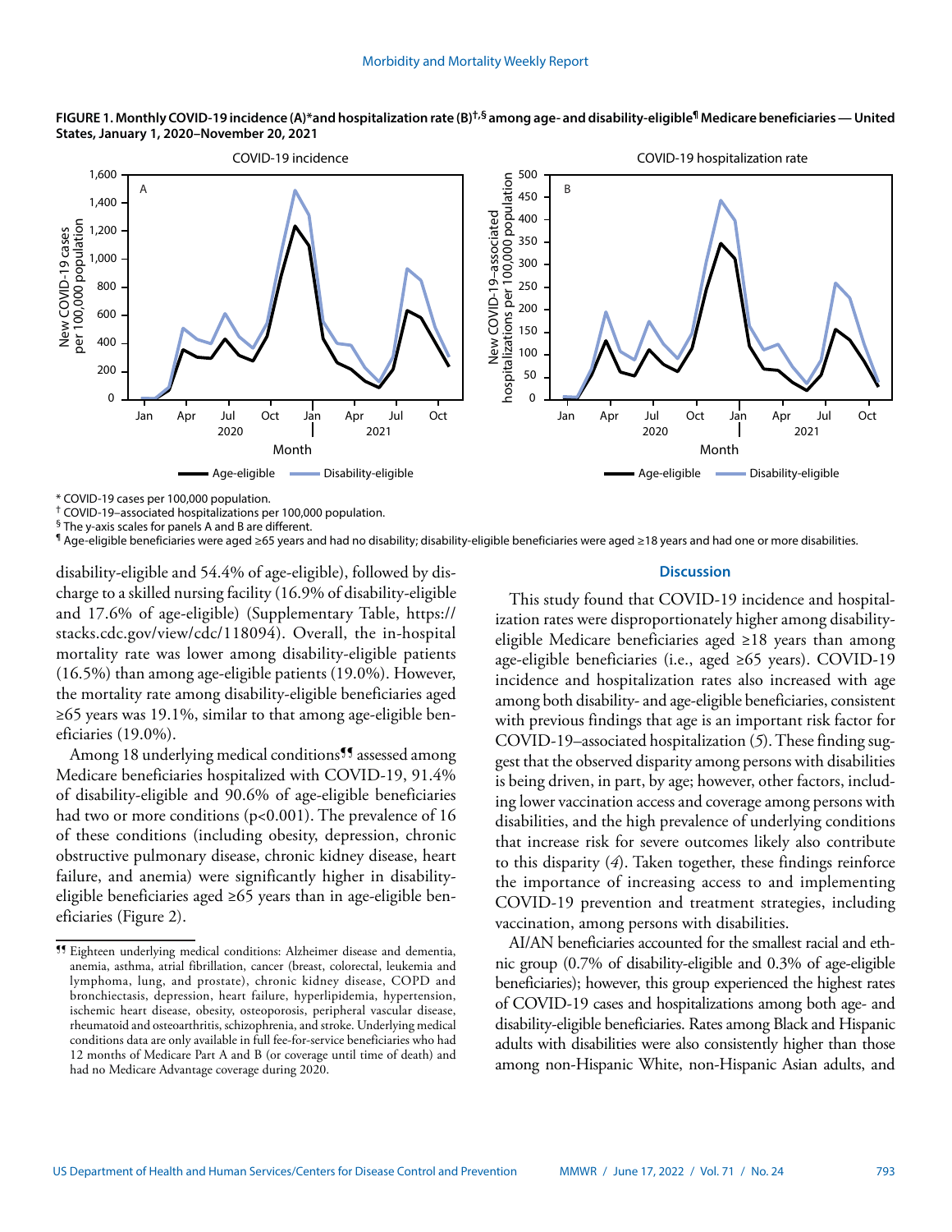**FIGURE 1. Monthly COVID-19 incidence (A)\*and hospitalization rate (B)†,§ among age- and disability-eligible¶ Medicare beneficiaries — United States, January 1, 2020–November 20, 2021**

\* COVID-19 cases per 100,000 population.
† COVID-19–associated hospitalizations per 100,000 population.
§ The y-axis scales for panels A and B are different.
¶ Age-eligible beneficiaries were aged ≥65 years and had no disability; disability-eligible beneficiaries were aged ≥18 years and had one or more disabilities.

disability-eligible and 54.4% of age-eligible), followed by discharge to a skilled nursing facility (16.9% of disability-eligible and 17.6% of age-eligible) (Supplementary Table, https://stacks.cdc.gov/view/cdc/118094). Overall, the in-hospital mortality rate was lower among disability-eligible patients (16.5%) than among age-eligible patients (19.0%). However, the mortality rate among disability-eligible beneficiaries aged ≥65 years was 19.1%, similar to that among age-eligible beneficiaries (19.0%).

Among 18 underlying medical conditions¶¶ assessed among Medicare beneficiaries hospitalized with COVID-19, 91.4% of disability-eligible and 90.6% of age-eligible beneficiaries had two or more conditions (p<0.001). The prevalence of 16 of these conditions (including obesity, depression, chronic obstructive pulmonary disease, chronic kidney disease, heart failure, and anemia) were significantly higher in disability-eligible beneficiaries aged ≥65 years than in age-eligible beneficiaries (Figure 2).

¶¶ Eighteen underlying medical conditions: Alzheimer disease and dementia, anemia, asthma, atrial fibrillation, cancer (breast, colorectal, leukemia and lymphoma, lung, and prostate), chronic kidney disease, COPD and bronchiectasis, depression, heart failure, hyperlipidemia, hypertension, ischemic heart disease, obesity, osteoporosis, peripheral vascular disease, rheumatoid and osteoarthritis, schizophrenia, and stroke. Underlying medical conditions data are only available in full fee-for-service beneficiaries who had 12 months of Medicare Part A and B (or coverage until time of death) and had no Medicare Advantage coverage during 2020.

## Discussion

This study found that COVID-19 incidence and hospitalization rates were disproportionately higher among disability-eligible Medicare beneficiaries aged ≥18 years than among age-eligible beneficiaries (i.e., aged ≥65 years). COVID-19 incidence and hospitalization rates also increased with age among both disability- and age-eligible beneficiaries, consistent with previous findings that age is an important risk factor for COVID-19–associated hospitalization (*5*). These finding suggest that the observed disparity among persons with disabilities is being driven, in part, by age; however, other factors, including lower vaccination access and coverage among persons with disabilities, and the high prevalence of underlying conditions that increase risk for severe outcomes likely also contribute to this disparity (*4*). Taken together, these findings reinforce the importance of increasing access to and implementing COVID-19 prevention and treatment strategies, including vaccination, among persons with disabilities.

AI/AN beneficiaries accounted for the smallest racial and ethnic group (0.7% of disability-eligible and 0.3% of age-eligible beneficiaries); however, this group experienced the highest rates of COVID-19 cases and hospitalizations among both age- and disability-eligible beneficiaries. Rates among Black and Hispanic adults with disabilities were also consistently higher than those among non-Hispanic White, non-Hispanic Asian adults, and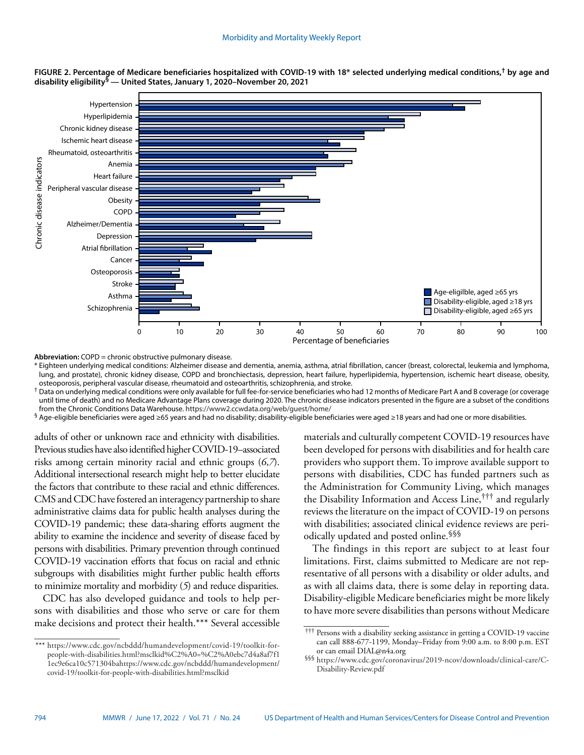**FIGURE 2. Percentage of Medicare beneficiaries hospitalized with COVID-19 with 18* selected underlying medical conditions,† by age and disability eligibility§ — United States, January 1, 2020–November 20, 2021**

**Abbreviation:** COPD = chronic obstructive pulmonary disease.

\* Eighteen underlying medical conditions: Alzheimer disease and dementia, anemia, asthma, atrial fibrillation, cancer (breast, colorectal, leukemia and lymphoma, lung, and prostate), chronic kidney disease, COPD and bronchiectasis, depression, heart failure, hyperlipidemia, hypertension, ischemic heart disease, obesity, osteoporosis, peripheral vascular disease, rheumatoid and osteoarthritis, schizophrenia, and stroke.

† Data on underlying medical conditions were only available for full fee-for-service beneficiaries who had 12 months of Medicare Part A and B coverage (or coverage until time of death) and no Medicare Advantage Plans coverage during 2020. The chronic disease indicators presented in the figure are a subset of the conditions from the Chronic Conditions Data Warehouse. https://www2.ccwdata.org/web/guest/home/

§ Age-eligible beneficiaries were aged ≥65 years and had no disability; disability-eligible beneficiaries were aged ≥18 years and had one or more disabilities.

adults of other or unknown race and ethnicity with disabilities. Previous studies have also identified higher COVID-19–associated risks among certain minority racial and ethnic groups (*6*,*7*). Additional intersectional research might help to better elucidate the factors that contribute to these racial and ethnic differences. CMS and CDC have fostered an interagency partnership to share administrative claims data for public health analyses during the COVID-19 pandemic; these data-sharing efforts augment the ability to examine the incidence and severity of disease faced by persons with disabilities. Primary prevention through continued COVID-19 vaccination efforts that focus on racial and ethnic subgroups with disabilities might further public health efforts to minimize mortality and morbidity (*5*) and reduce disparities.

CDC has also developed guidance and tools to help persons with disabilities and those who serve or care for them make decisions and protect their health.*** Several accessible materials and culturally competent COVID-19 resources have been developed for persons with disabilities and for health care providers who support them. To improve available support to persons with disabilities, CDC has funded partners such as the Administration for Community Living, which manages the Disability Information and Access Line,††† and regularly reviews the literature on the impact of COVID-19 on persons with disabilities; associated clinical evidence reviews are periodically updated and posted online.§§§

The findings in this report are subject to at least four limitations. First, claims submitted to Medicare are not representative of all persons with a disability or older adults, and as with all claims data, there is some delay in reporting data. Disability-eligible Medicare beneficiaries might be more likely to have more severe disabilities than persons without Medicare

\*\*\* https://www.cdc.gov/ncbddd/humandevelopment/covid-19/toolkit-for-people-with-disabilities.html?msclkid%C2%A0=%C2%A0ebc7d4a8af7f11ec9e6ca10c571304bahttps://www.cdc.gov/ncbddd/humandevelopment/covid-19/toolkit-for-people-with-disabilities.html?msclkid

††† Persons with a disability seeking assistance in getting a COVID-19 vaccine can call 888-677-1199, Monday–Friday from 9:00 a.m. to 8:00 p.m. EST or can email DIAL@n4a.org

§§§ https://www.cdc.gov/coronavirus/2019-ncov/downloads/clinical-care/C-Disability-Review.pdf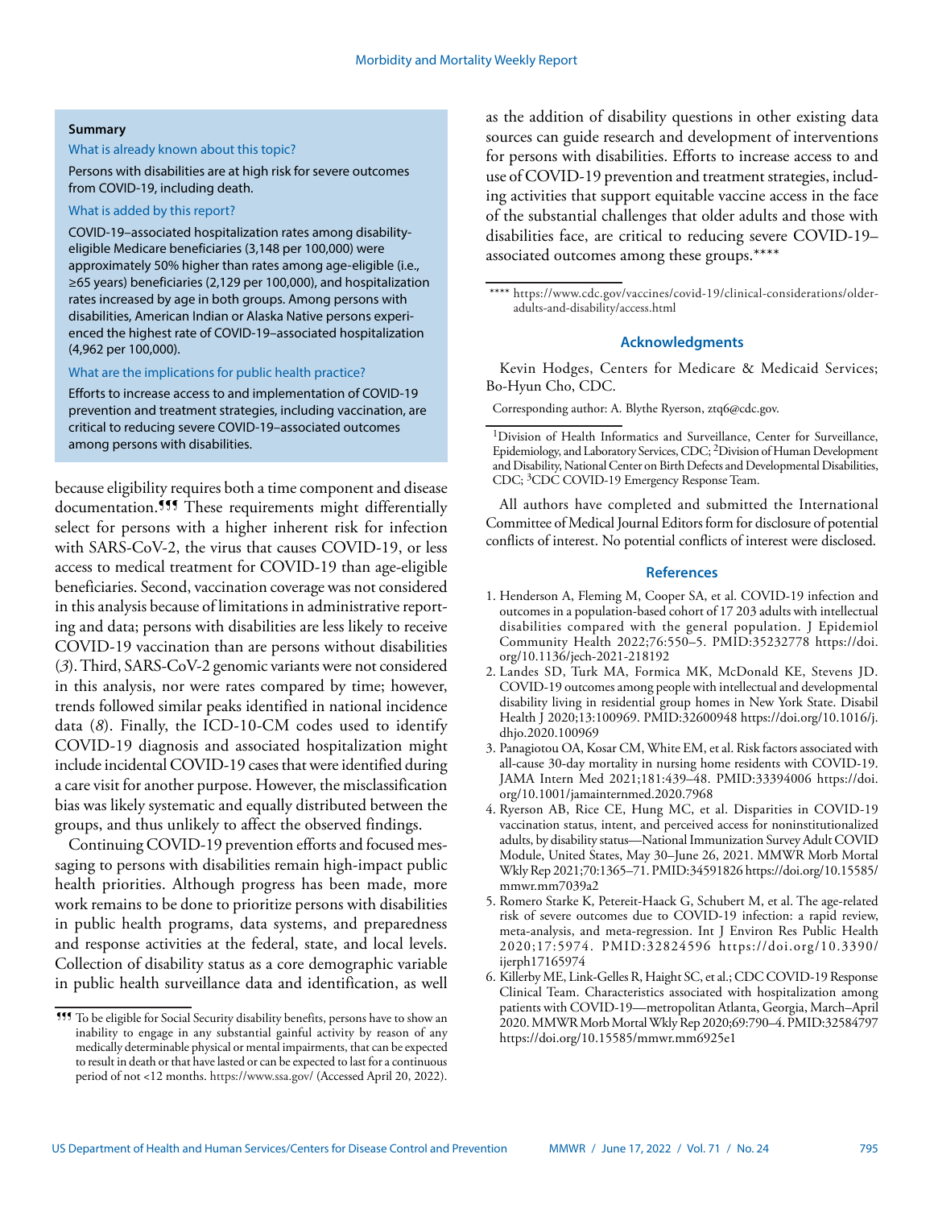**Summary**

What is already known about this topic?

Persons with disabilities are at high risk for severe outcomes from COVID-19, including death.

What is added by this report?

COVID-19–associated hospitalization rates among disability-eligible Medicare beneficiaries (3,148 per 100,000) were approximately 50% higher than rates among age-eligible (i.e., ≥65 years) beneficiaries (2,129 per 100,000), and hospitalization rates increased by age in both groups. Among persons with disabilities, American Indian or Alaska Native persons experienced the highest rate of COVID-19–associated hospitalization (4,962 per 100,000).

What are the implications for public health practice?

Efforts to increase access to and implementation of COVID-19 prevention and treatment strategies, including vaccination, are critical to reducing severe COVID-19–associated outcomes among persons with disabilities.

because eligibility requires both a time component and disease documentation.¶¶¶ These requirements might differentially select for persons with a higher inherent risk for infection with SARS-CoV-2, the virus that causes COVID-19, or less access to medical treatment for COVID-19 than age-eligible beneficiaries. Second, vaccination coverage was not considered in this analysis because of limitations in administrative reporting and data; persons with disabilities are less likely to receive COVID-19 vaccination than are persons without disabilities (*3*). Third, SARS-CoV-2 genomic variants were not considered in this analysis, nor were rates compared by time; however, trends followed similar peaks identified in national incidence data (*8*). Finally, the ICD-10-CM codes used to identify COVID-19 diagnosis and associated hospitalization might include incidental COVID-19 cases that were identified during a care visit for another purpose. However, the misclassification bias was likely systematic and equally distributed between the groups, and thus unlikely to affect the observed findings.

Continuing COVID-19 prevention efforts and focused messaging to persons with disabilities remain high-impact public health priorities. Although progress has been made, more work remains to be done to prioritize persons with disabilities in public health programs, data systems, and preparedness and response activities at the federal, state, and local levels. Collection of disability status as a core demographic variable in public health surveillance data and identification, as well as the addition of disability questions in other existing data sources can guide research and development of interventions for persons with disabilities. Efforts to increase access to and use of COVID-19 prevention and treatment strategies, including activities that support equitable vaccine access in the face of the substantial challenges that older adults and those with disabilities face, are critical to reducing severe COVID-19–associated outcomes among these groups.****

¶¶¶ To be eligible for Social Security disability benefits, persons have to show an inability to engage in any substantial gainful activity by reason of any medically determinable physical or mental impairments, that can be expected to result in death or that have lasted or can be expected to last for a continuous period of not <12 months. https://www.ssa.gov/ (Accessed April 20, 2022).

**** https://www.cdc.gov/vaccines/covid-19/clinical-considerations/older-adults-and-disability/access.html

## Acknowledgments

Kevin Hodges, Centers for Medicare & Medicaid Services; Bo-Hyun Cho, CDC.

Corresponding author: A. Blythe Ryerson, ztq6@cdc.gov.

[1]Division of Health Informatics and Surveillance, Center for Surveillance, Epidemiology, and Laboratory Services, CDC; [2]Division of Human Development and Disability, National Center on Birth Defects and Developmental Disabilities, CDC; [3]CDC COVID-19 Emergency Response Team.

All authors have completed and submitted the International Committee of Medical Journal Editors form for disclosure of potential conflicts of interest. No potential conflicts of interest were disclosed.

## References

1. Henderson A, Fleming M, Cooper SA, et al. COVID-19 infection and outcomes in a population-based cohort of 17 203 adults with intellectual disabilities compared with the general population. J Epidemiol Community Health 2022;76:550–5. PMID:35232778 https://doi.org/10.1136/jech-2021-218192
2. Landes SD, Turk MA, Formica MK, McDonald KE, Stevens JD. COVID-19 outcomes among people with intellectual and developmental disability living in residential group homes in New York State. Disabil Health J 2020;13:100969. PMID:32600948 https://doi.org/10.1016/j.dhjo.2020.100969
3. Panagiotou OA, Kosar CM, White EM, et al. Risk factors associated with all-cause 30-day mortality in nursing home residents with COVID-19. JAMA Intern Med 2021;181:439–48. PMID:33394006 https://doi.org/10.1001/jamainternmed.2020.7968
4. Ryerson AB, Rice CE, Hung MC, et al. Disparities in COVID-19 vaccination status, intent, and perceived access for noninstitutionalized adults, by disability status—National Immunization Survey Adult COVID Module, United States, May 30–June 26, 2021. MMWR Morb Mortal Wkly Rep 2021;70:1365–71. PMID:34591826 https://doi.org/10.15585/mmwr.mm7039a2
5. Romero Starke K, Petereit-Haack G, Schubert M, et al. The age-related risk of severe outcomes due to COVID-19 infection: a rapid review, meta-analysis, and meta-regression. Int J Environ Res Public Health 2020;17:5974. PMID:32824596 https://doi.org/10.3390/ijerph17165974
6. Killerby ME, Link-Gelles R, Haight SC, et al.; CDC COVID-19 Response Clinical Team. Characteristics associated with hospitalization among patients with COVID-19—metropolitan Atlanta, Georgia, March–April 2020. MMWR Morb Mortal Wkly Rep 2020;69:790–4. PMID:32584797 https://doi.org/10.15585/mmwr.mm6925e1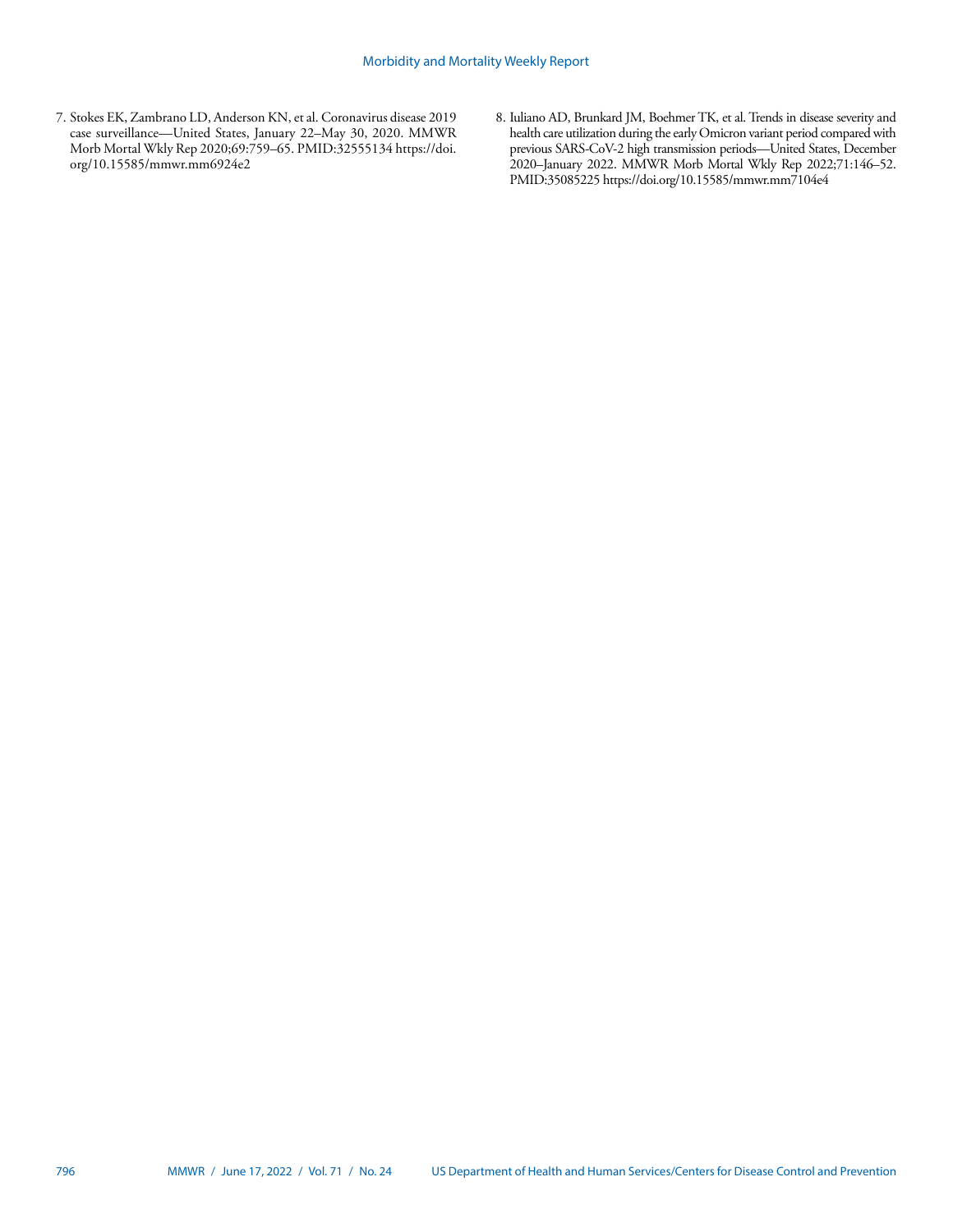7. Stokes EK, Zambrano LD, Anderson KN, et al. Coronavirus disease 2019 case surveillance—United States, January 22–May 30, 2020. MMWR Morb Mortal Wkly Rep 2020;69:759–65. PMID:32555134 https://doi.org/10.15585/mmwr.mm6924e2
8. Iuliano AD, Brunkard JM, Boehmer TK, et al. Trends in disease severity and health care utilization during the early Omicron variant period compared with previous SARS-CoV-2 high transmission periods—United States, December 2020–January 2022. MMWR Morb Mortal Wkly Rep 2022;71:146–52. PMID:35085225 https://doi.org/10.15585/mmwr.mm7104e4